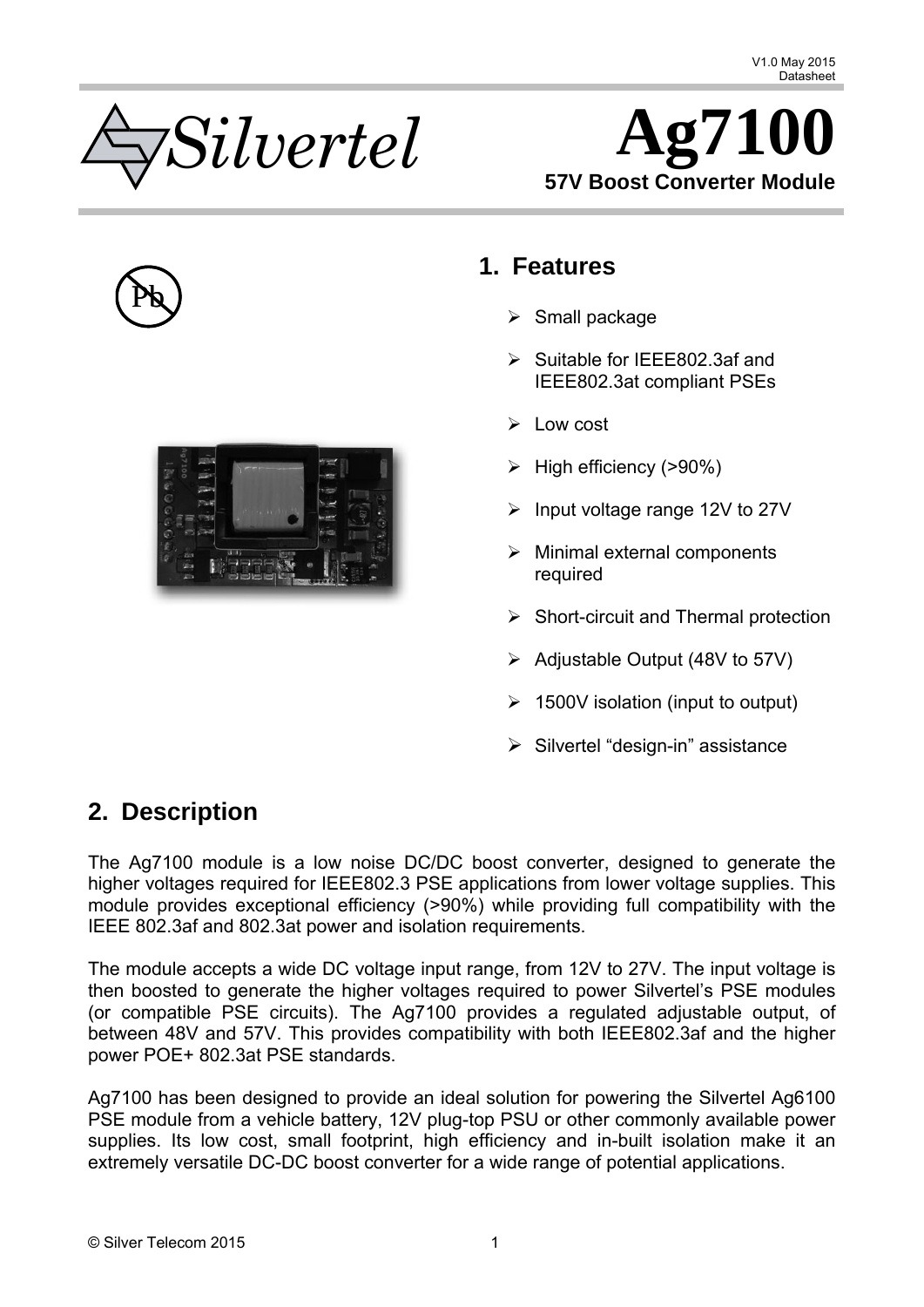V1.0 May 2015
Datasheet

# Ag7100

**57V Boost Converter Module**

## 1. Features

- Small package
- Suitable for IEEE802.3af and IEEE802.3at compliant PSEs
- Low cost
- High efficiency (>90%)
- Input voltage range 12V to 27V
- Minimal external components required
- Short-circuit and Thermal protection
- Adjustable Output (48V to 57V)
- 1500V isolation (input to output)
- Silvertel "design-in" assistance

## 2. Description

The Ag7100 module is a low noise DC/DC boost converter, designed to generate the higher voltages required for IEEE802.3 PSE applications from lower voltage supplies. This module provides exceptional efficiency (>90%) while providing full compatibility with the IEEE 802.3af and 802.3at power and isolation requirements.

The module accepts a wide DC voltage input range, from 12V to 27V. The input voltage is then boosted to generate the higher voltages required to power Silvertel's PSE modules (or compatible PSE circuits). The Ag7100 provides a regulated adjustable output, of between 48V and 57V. This provides compatibility with both IEEE802.3af and the higher power POE+ 802.3at PSE standards.

Ag7100 has been designed to provide an ideal solution for powering the Silvertel Ag6100 PSE module from a vehicle battery, 12V plug-top PSU or other commonly available power supplies. Its low cost, small footprint, high efficiency and in-built isolation make it an extremely versatile DC-DC boost converter for a wide range of potential applications.

© Silver Telecom 2015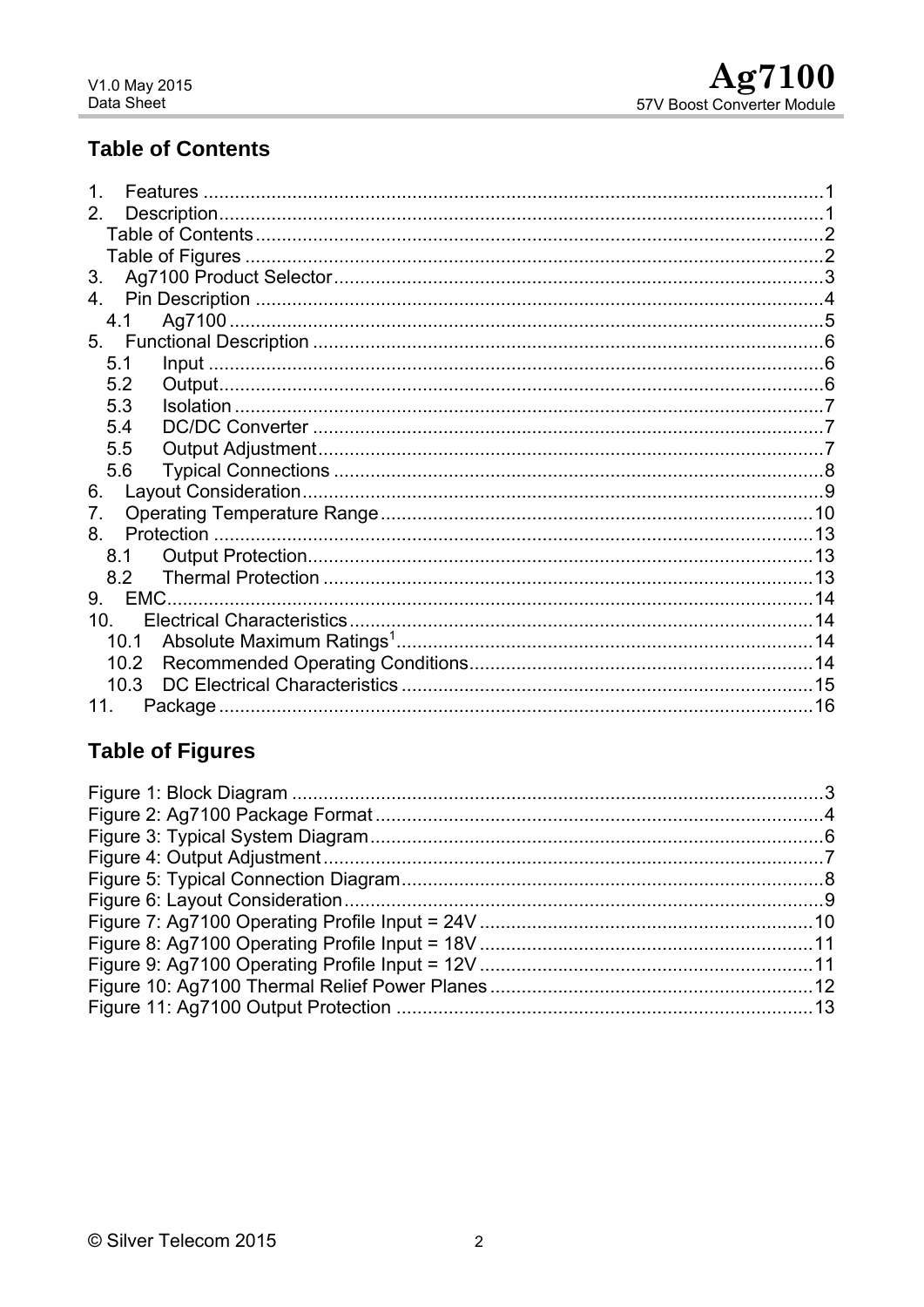## Table of Contents

1. Features .......................................................................................................................1
2. Description.....................................................................................................................1
   Table of Contents ............................................................................................................2
   Table of Figures ..............................................................................................................2
3. Ag7100 Product Selector..............................................................................................3
4. Pin Description .............................................................................................................4
   4.1 Ag7100 ..................................................................................................................5
5. Functional Description ..................................................................................................6
   5.1 Input ......................................................................................................................6
   5.2 Output....................................................................................................................6
   5.3 Isolation .................................................................................................................7
   5.4 DC/DC Converter ..................................................................................................7
   5.5 Output Adjustment.................................................................................................7
   5.6 Typical Connections ..............................................................................................8
6. Layout Consideration....................................................................................................9
7. Operating Temperature Range...................................................................................10
8. Protection ...................................................................................................................13
   8.1 Output Protection.................................................................................................13
   8.2 Thermal Protection ..............................................................................................13
9. EMC...........................................................................................................................14
10. Electrical Characteristics.........................................................................................14
   10.1 Absolute Maximum Ratings[1]..............................................................................14
   10.2 Recommended Operating Conditions..................................................................14
   10.3 DC Electrical Characteristics ...............................................................................15
11. Package ..................................................................................................................16

## Table of Figures

Figure 1: Block Diagram ......................................................................................................3
Figure 2: Ag7100 Package Format ......................................................................................4
Figure 3: Typical System Diagram.......................................................................................6
Figure 4: Output Adjustment ................................................................................................7
Figure 5: Typical Connection Diagram.................................................................................8
Figure 6: Layout Consideration............................................................................................9
Figure 7: Ag7100 Operating Profile Input = 24V ................................................................10
Figure 8: Ag7100 Operating Profile Input = 18V ................................................................11
Figure 9: Ag7100 Operating Profile Input = 12V ................................................................11
Figure 10: Ag7100 Thermal Relief Power Planes ..............................................................12
Figure 11: Ag7100 Output Protection ................................................................................13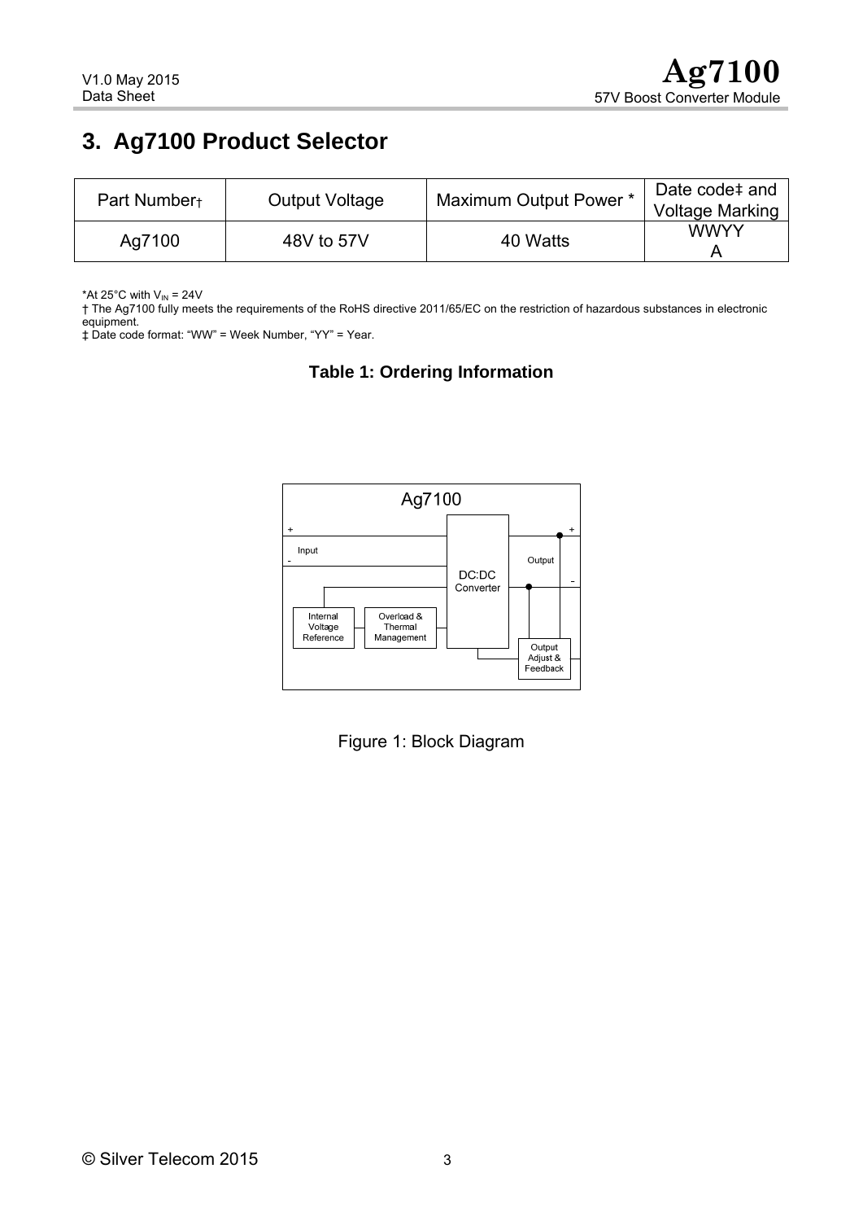## 3. Ag7100 Product Selector

| Part Number† | Output Voltage | Maximum Output Power * | Date code‡ and Voltage Marking |
|---|---|---|---|
| Ag7100 | 48V to 57V | 40 Watts | WWYY A |

*At 25°C with $V_{IN}$ = 24V
† The Ag7100 fully meets the requirements of the RoHS directive 2011/65/EC on the restriction of hazardous substances in electronic equipment.
‡ Date code format: "WW" = Week Number, "YY" = Year.

**Table 1: Ordering Information**

Ag7100

+ Input - | DC:DC Converter | Output + -

Internal Voltage Reference | Overload & Thermal Management | Output Adjust & Feedback

Figure 1: Block Diagram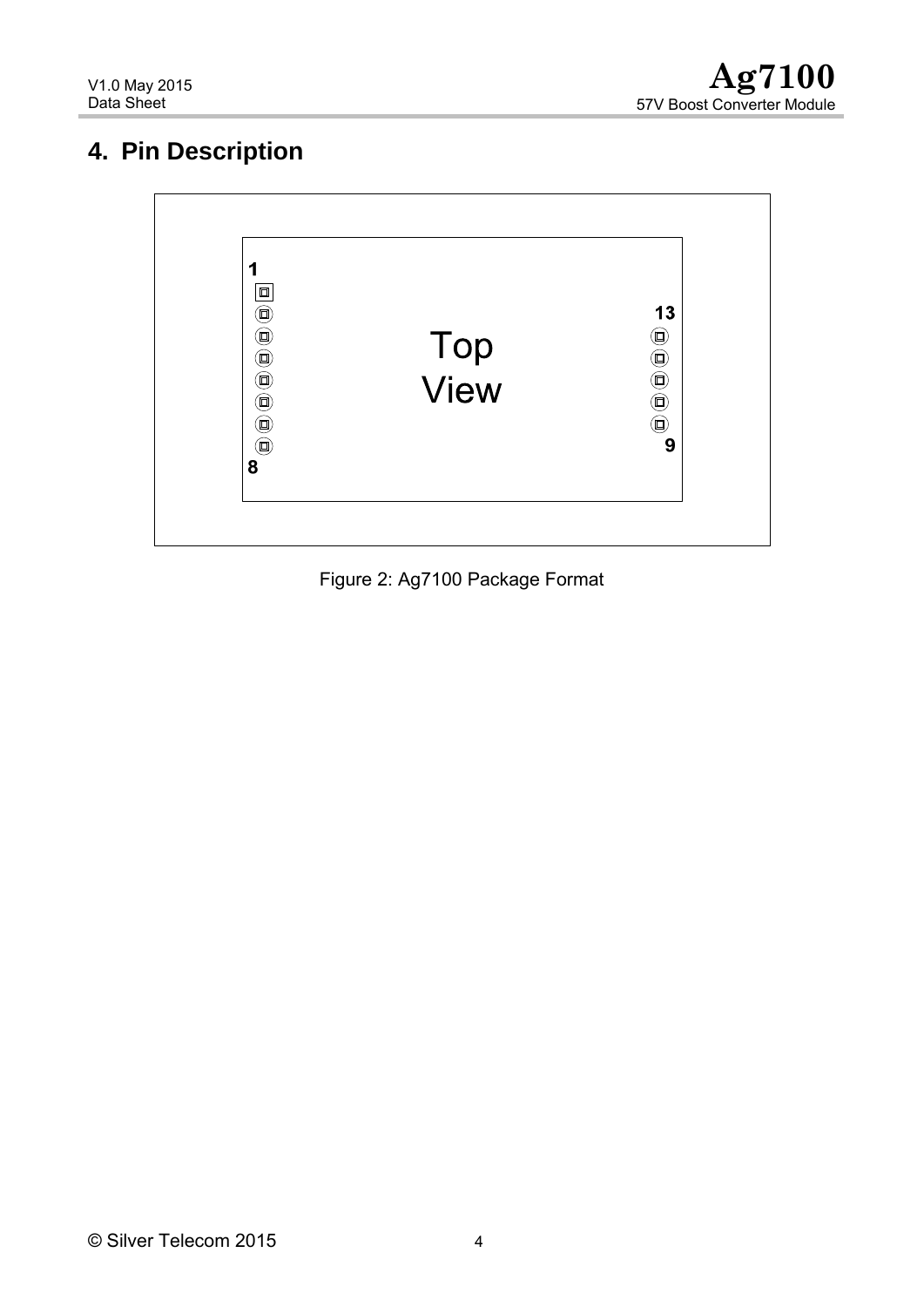## 4. Pin Description

Figure 2: Ag7100 Package Format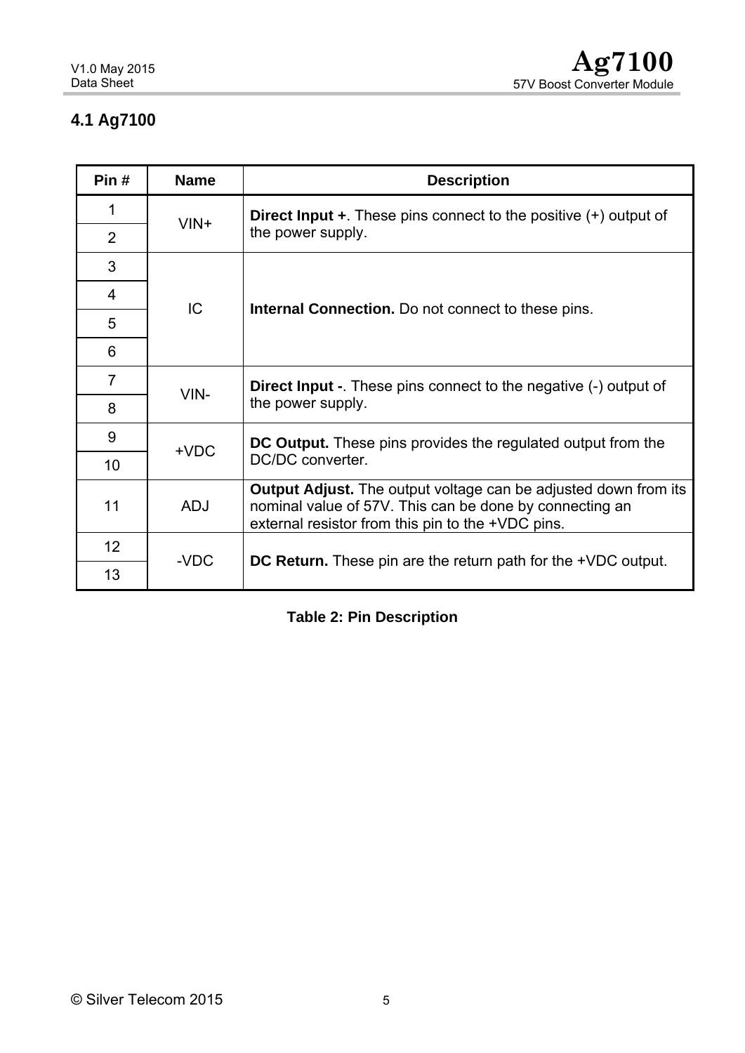## 4.1 Ag7100

| Pin # | Name | Description |
|---|---|---|
| 1 | VIN+ | **Direct Input +**. These pins connect to the positive (+) output of the power supply. |
| 2 | | |
| 3 | IC | **Internal Connection.** Do not connect to these pins. |
| 4 | | |
| 5 | | |
| 6 | | |
| 7 | VIN- | **Direct Input -**. These pins connect to the negative (-) output of the power supply. |
| 8 | | |
| 9 | +VDC | **DC Output.** These pins provides the regulated output from the DC/DC converter. |
| 10 | | |
| 11 | ADJ | **Output Adjust.** The output voltage can be adjusted down from its nominal value of 57V. This can be done by connecting an external resistor from this pin to the +VDC pins. |
| 12 | -VDC | **DC Return.** These pin are the return path for the +VDC output. |
| 13 | | |

**Table 2: Pin Description**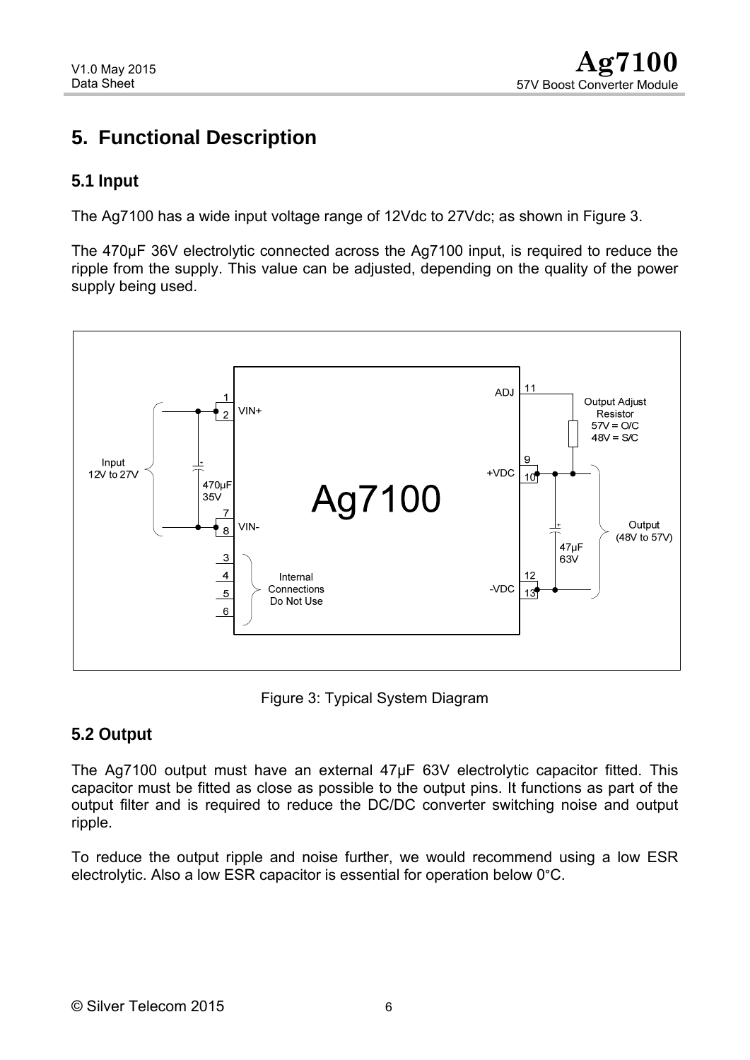# 5. Functional Description

## 5.1 Input

The Ag7100 has a wide input voltage range of 12Vdc to 27Vdc; as shown in Figure 3.

The 470µF 36V electrolytic connected across the Ag7100 input, is required to reduce the ripple from the supply. This value can be adjusted, depending on the quality of the power supply being used.

Figure 3: Typical System Diagram

## 5.2 Output

The Ag7100 output must have an external 47µF 63V electrolytic capacitor fitted. This capacitor must be fitted as close as possible to the output pins. It functions as part of the output filter and is required to reduce the DC/DC converter switching noise and output ripple.

To reduce the output ripple and noise further, we would recommend using a low ESR electrolytic. Also a low ESR capacitor is essential for operation below 0°C.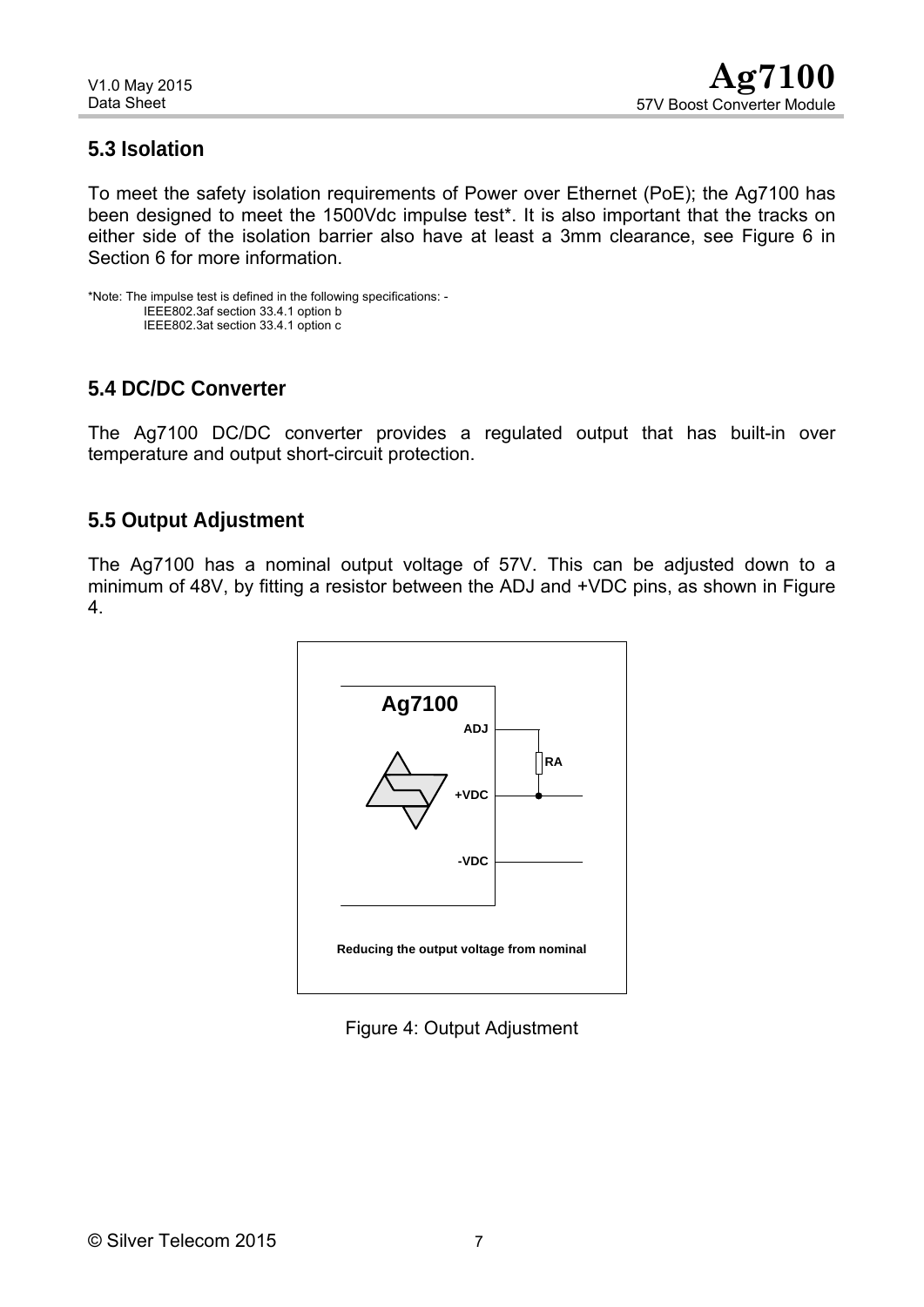## 5.3 Isolation

To meet the safety isolation requirements of Power over Ethernet (PoE); the Ag7100 has been designed to meet the 1500Vdc impulse test*. It is also important that the tracks on either side of the isolation barrier also have at least a 3mm clearance, see Figure 6 in Section 6 for more information.

*Note: The impulse test is defined in the following specifications: -
IEEE802.3af section 33.4.1 option b
IEEE802.3at section 33.4.1 option c

## 5.4 DC/DC Converter

The Ag7100 DC/DC converter provides a regulated output that has built-in over temperature and output short-circuit protection.

## 5.5 Output Adjustment

The Ag7100 has a nominal output voltage of 57V. This can be adjusted down to a minimum of 48V, by fitting a resistor between the ADJ and +VDC pins, as shown in Figure 4.

Ag7100

ADJ

RA

+VDC

-VDC

Reducing the output voltage from nominal

Figure 4: Output Adjustment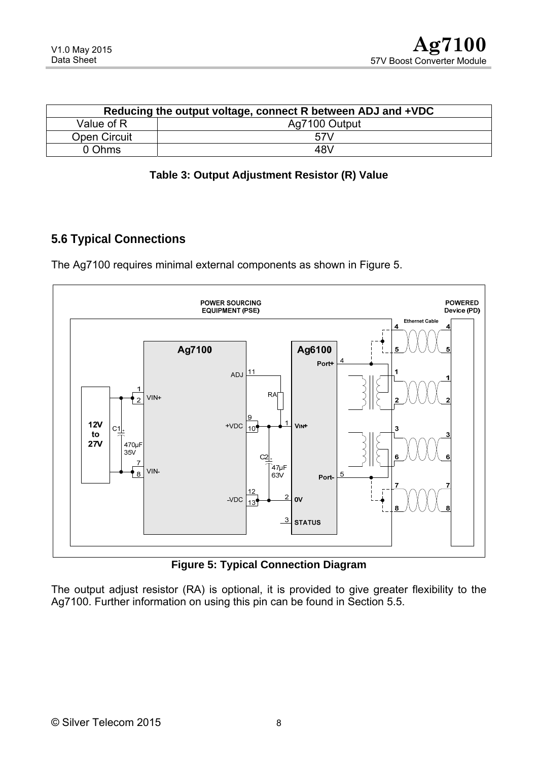| Reducing the output voltage, connect R between ADJ and +VDC | |
|---|---|
| Value of R | Ag7100 Output |
| Open Circuit | 57V |
| 0 Ohms | 48V |

**Table 3: Output Adjustment Resistor (R) Value**

## 5.6 Typical Connections

The Ag7100 requires minimal external components as shown in Figure 5.

**Figure 5: Typical Connection Diagram**

The output adjust resistor (RA) is optional, it is provided to give greater flexibility to the Ag7100. Further information on using this pin can be found in Section 5.5.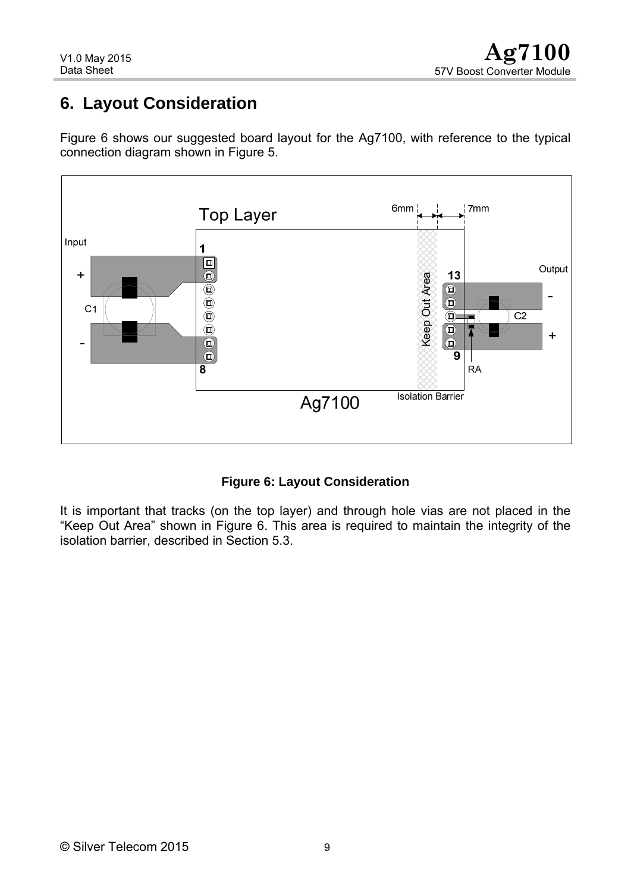## 6. Layout Consideration

Figure 6 shows our suggested board layout for the Ag7100, with reference to the typical connection diagram shown in Figure 5.

**Figure 6: Layout Consideration**

It is important that tracks (on the top layer) and through hole vias are not placed in the “Keep Out Area” shown in Figure 6. This area is required to maintain the integrity of the isolation barrier, described in Section 5.3.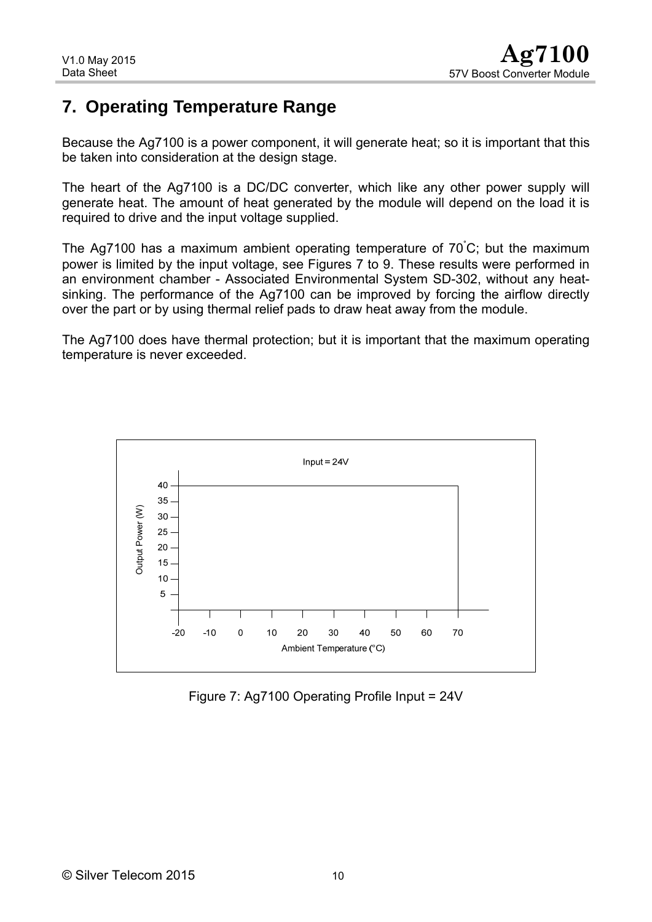## 7. Operating Temperature Range

Because the Ag7100 is a power component, it will generate heat; so it is important that this be taken into consideration at the design stage.

The heart of the Ag7100 is a DC/DC converter, which like any other power supply will generate heat. The amount of heat generated by the module will depend on the load it is required to drive and the input voltage supplied.

The Ag7100 has a maximum ambient operating temperature of 70°C; but the maximum power is limited by the input voltage, see Figures 7 to 9. These results were performed in an environment chamber - Associated Environmental System SD-302, without any heat-sinking. The performance of the Ag7100 can be improved by forcing the airflow directly over the part or by using thermal relief pads to draw heat away from the module.

The Ag7100 does have thermal protection; but it is important that the maximum operating temperature is never exceeded.

Figure 7: Ag7100 Operating Profile Input = 24V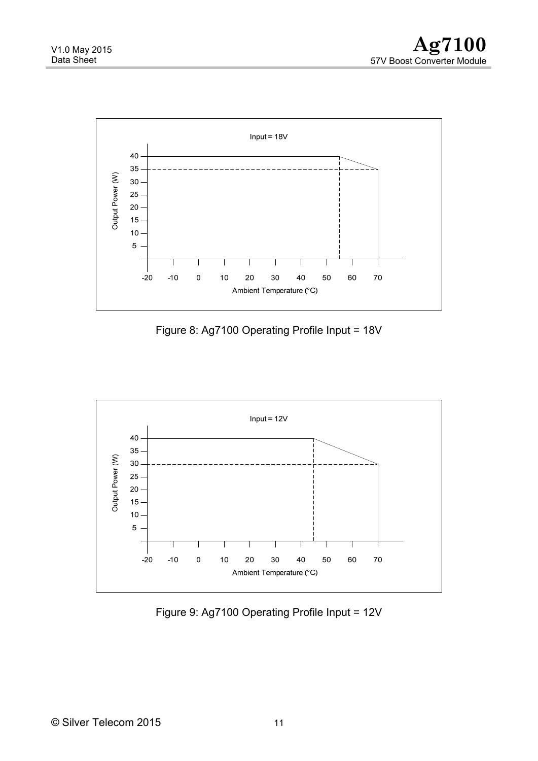Figure 8: Ag7100 Operating Profile Input = 18V

Figure 9: Ag7100 Operating Profile Input = 12V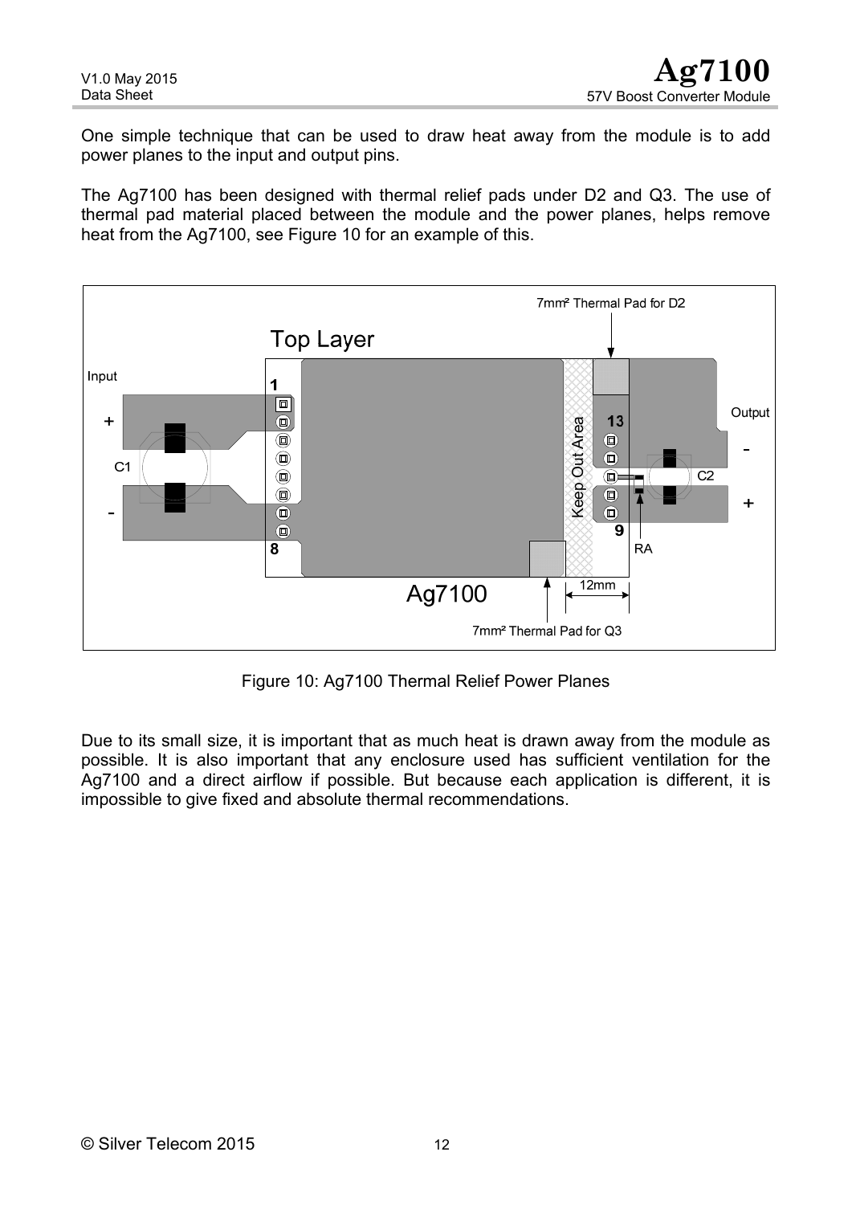One simple technique that can be used to draw heat away from the module is to add power planes to the input and output pins.

The Ag7100 has been designed with thermal relief pads under D2 and Q3. The use of thermal pad material placed between the module and the power planes, helps remove heat from the Ag7100, see Figure 10 for an example of this.

Figure 10: Ag7100 Thermal Relief Power Planes

Due to its small size, it is important that as much heat is drawn away from the module as possible. It is also important that any enclosure used has sufficient ventilation for the Ag7100 and a direct airflow if possible. But because each application is different, it is impossible to give fixed and absolute thermal recommendations.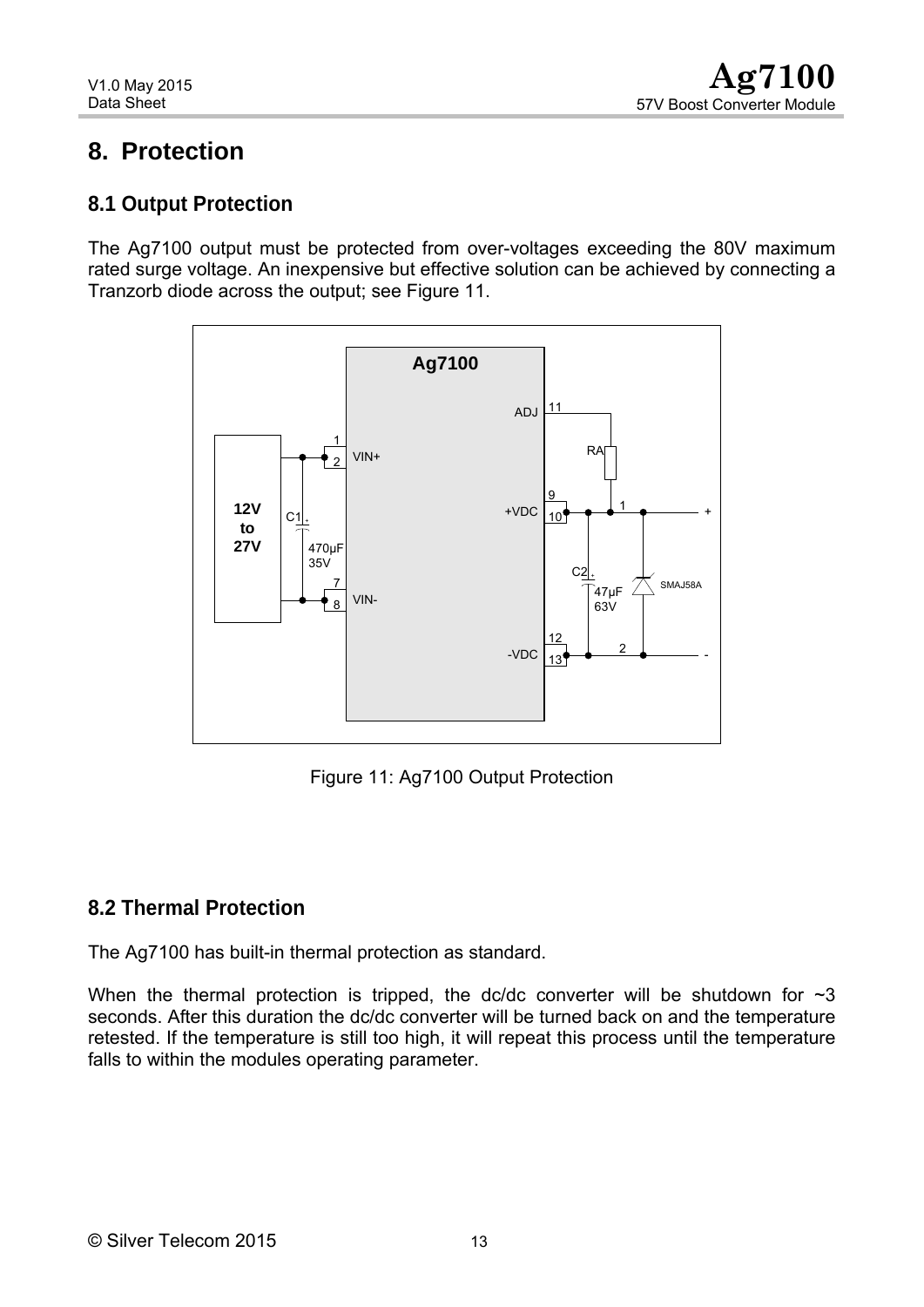# 8. Protection

## 8.1 Output Protection

The Ag7100 output must be protected from over-voltages exceeding the 80V maximum rated surge voltage. An inexpensive but effective solution can be achieved by connecting a Tranzorb diode across the output; see Figure 11.

Figure 11: Ag7100 Output Protection

## 8.2 Thermal Protection

The Ag7100 has built-in thermal protection as standard.

When the thermal protection is tripped, the dc/dc converter will be shutdown for ~3 seconds. After this duration the dc/dc converter will be turned back on and the temperature retested. If the temperature is still too high, it will repeat this process until the temperature falls to within the modules operating parameter.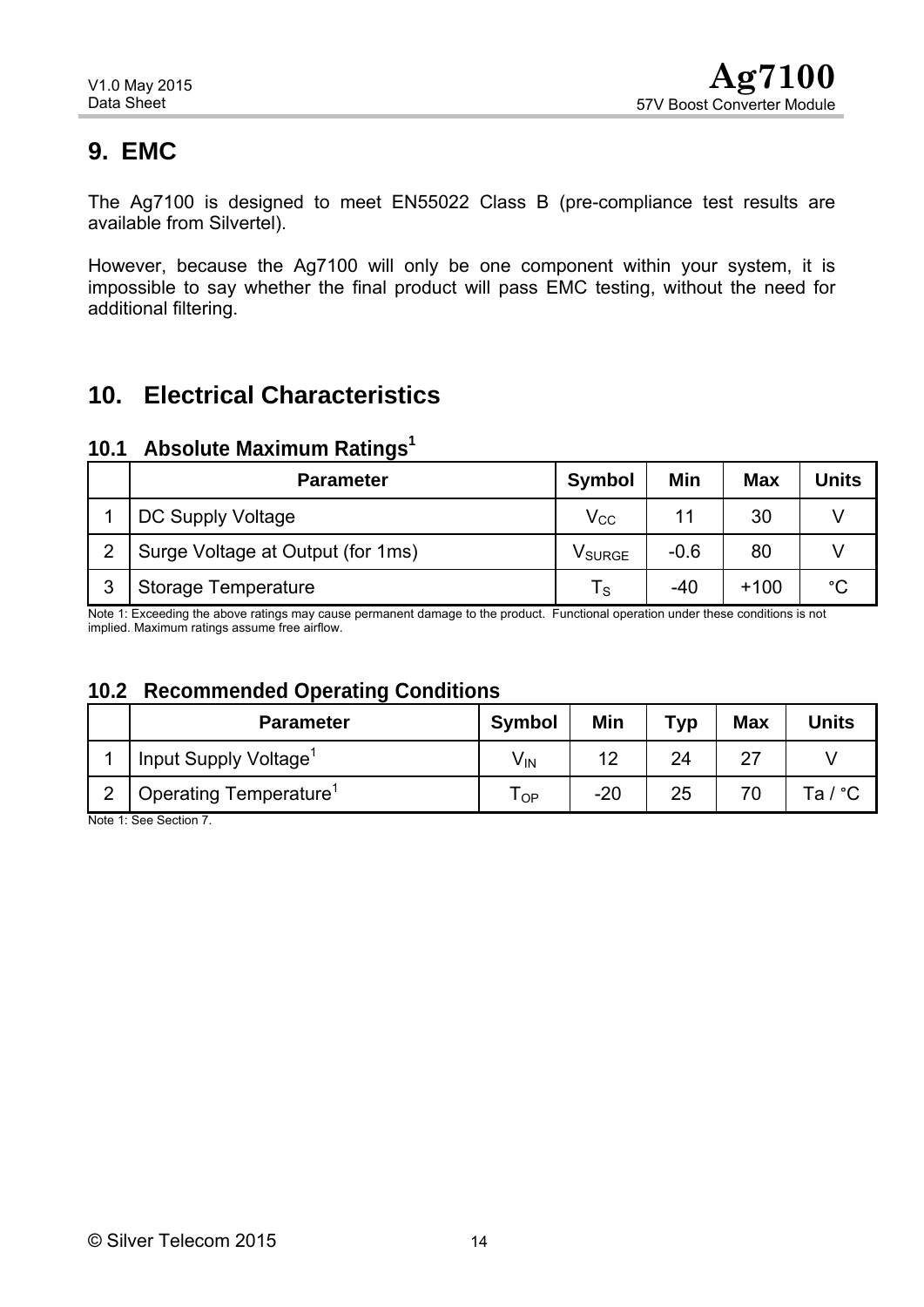## 9. EMC

The Ag7100 is designed to meet EN55022 Class B (pre-compliance test results are available from Silvertel).

However, because the Ag7100 will only be one component within your system, it is impossible to say whether the final product will pass EMC testing, without the need for additional filtering.

## 10. Electrical Characteristics

### 10.1 Absolute Maximum Ratings[1]

| | Parameter | Symbol | Min | Max | Units |
|---|---|---|---|---|---|
| 1 | DC Supply Voltage | $V_{CC}$ | 11 | 30 | V |
| 2 | Surge Voltage at Output (for 1ms) | $V_{SURGE}$ | -0.6 | 80 | V |
| 3 | Storage Temperature | $T_S$ | -40 | +100 | °C |

Note 1: Exceeding the above ratings may cause permanent damage to the product. Functional operation under these conditions is not implied. Maximum ratings assume free airflow.

### 10.2 Recommended Operating Conditions

| | Parameter | Symbol | Min | Typ | Max | Units |
|---|---|---|---|---|---|---|
| 1 | Input Supply Voltage[1] | $V_{IN}$ | 12 | 24 | 27 | V |
| 2 | Operating Temperature[1] | $T_{OP}$ | -20 | 25 | 70 | Ta / °C |

Note 1: See Section 7.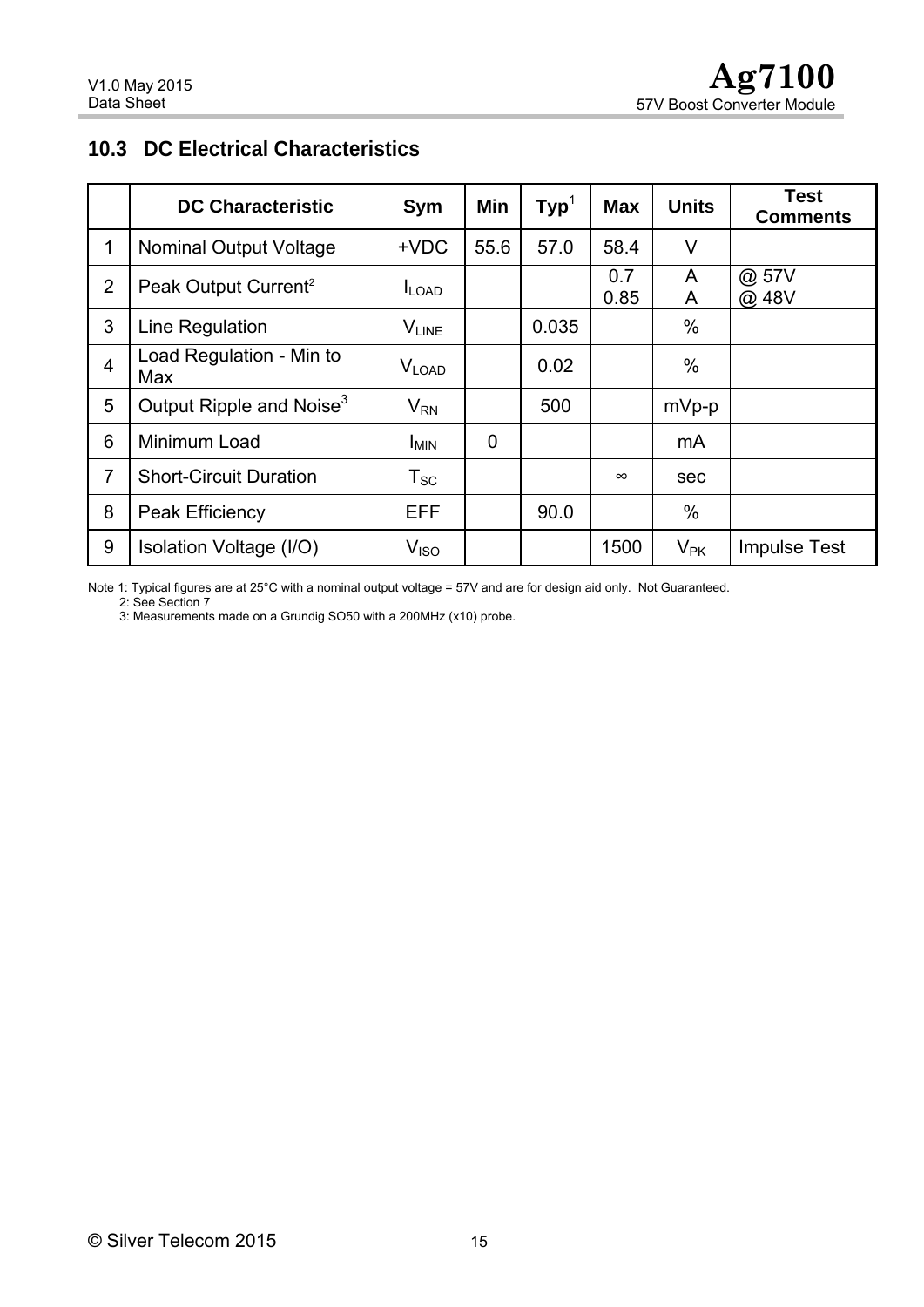## 10.3 DC Electrical Characteristics

| | DC Characteristic | Sym | Min | Typ[1] | Max | Units | Test Comments |
|---|---|---|---|---|---|---|---|
| 1 | Nominal Output Voltage | +VDC | 55.6 | 57.0 | 58.4 | V | |
| 2 | Peak Output Current[2] | $I_{LOAD}$ | | | 0.7<br>0.85 | A<br>A | @ 57V<br>@ 48V |
| 3 | Line Regulation | $V_{LINE}$ | | 0.035 | | % | |
| 4 | Load Regulation - Min to Max | $V_{LOAD}$ | | 0.02 | | % | |
| 5 | Output Ripple and Noise[3] | $V_{RN}$ | | 500 | | mVp-p | |
| 6 | Minimum Load | $I_{MIN}$ | 0 | | | mA | |
| 7 | Short-Circuit Duration | $T_{SC}$ | | | ∞ | sec | |
| 8 | Peak Efficiency | EFF | | 90.0 | | % | |
| 9 | Isolation Voltage (I/O) | $V_{ISO}$ | | | 1500 | $V_{PK}$ | Impulse Test |

Note 1: Typical figures are at 25°C with a nominal output voltage = 57V and are for design aid only. Not Guaranteed.
2: See Section 7
3: Measurements made on a Grundig SO50 with a 200MHz (x10) probe.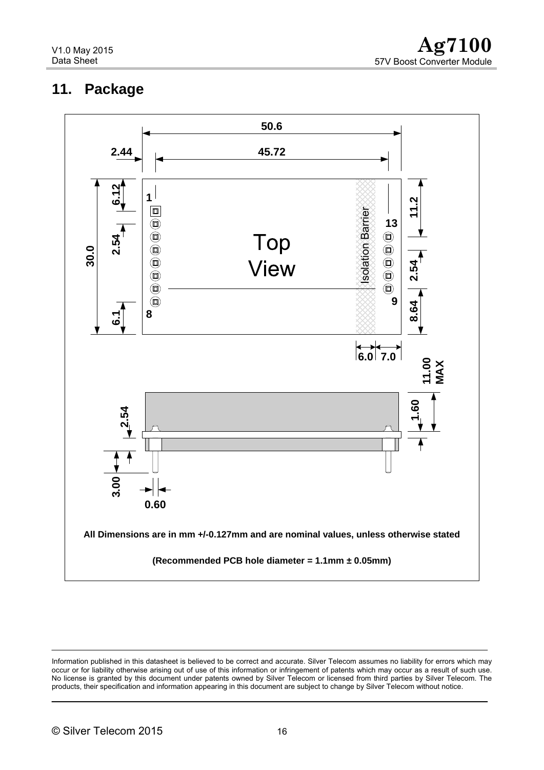# 11. Package

50.6

2.44

45.72

6.12

2.54

30.0

6.1

1

8

Top View

Isolation Barrier

13

9

11.2

2.54

8.64

6.0

7.0

11.00 MAX

2.54

1.60

3.00

0.60

**All Dimensions are in mm +/-0.127mm and are nominal values, unless otherwise stated**

**(Recommended PCB hole diameter = 1.1mm ± 0.05mm)**

---

Information published in this datasheet is believed to be correct and accurate. Silver Telecom assumes no liability for errors which may occur or for liability otherwise arising out of use of this information or infringement of patents which may occur as a result of such use. No license is granted by this document under patents owned by Silver Telecom or licensed from third parties by Silver Telecom. The products, their specification and information appearing in this document are subject to change by Silver Telecom without notice.

© Silver Telecom 2015